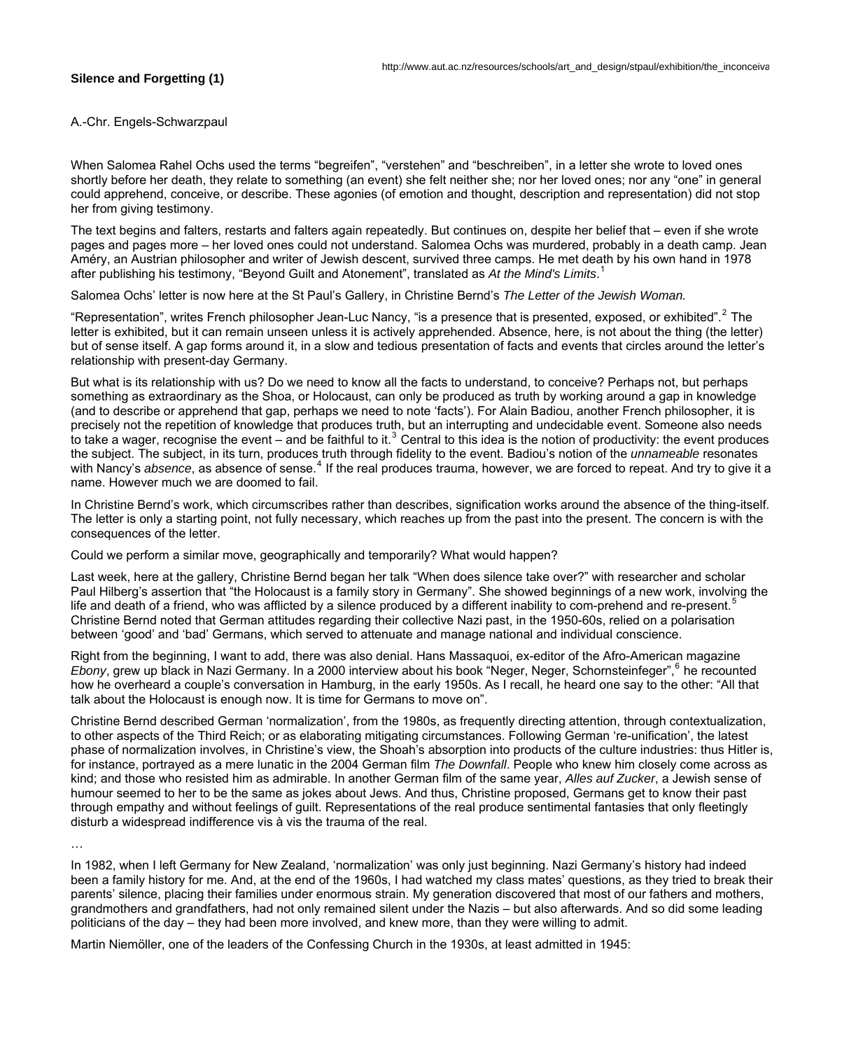**Silence and Forgetting (1)**

A.-Chr. Engels-Schwarzpaul

When Salomea Rahel Ochs used the terms "begreifen", "verstehen" and "beschreiben", in a letter she wrote to loved ones shortly before her death, they relate to something (an event) she felt neither she; nor her loved ones; nor any "one" in general could apprehend, conceive, or describe. These agonies (of emotion and thought, description and representation) did not stop her from giving testimony.

The text begins and falters, restarts and falters again repeatedly. But continues on, despite her belief that – even if she wrote pages and pages more – her loved ones could not understand. Salomea Ochs was murdered, probably in a death camp. Jean Améry, an Austrian philosopher and writer of Jewish descent, survived three camps. He met death by his own hand in 1978 after publishing his testimony, "Beyond Guilt and Atonement", translated as *At the Mind's Limits*.[1]

Salomea Ochs' letter is now here at the St Paul's Gallery, in Christine Bernd's *The Letter of the Jewish Woman.*

"Representation", writes French philosopher Jean-Luc Nancy, "is a presence that is presented, exposed, or exhibited".[2] The letter is exhibited, but it can remain unseen unless it is actively apprehended. Absence, here, is not about the thing (the letter) but of sense itself. A gap forms around it, in a slow and tedious presentation of facts and events that circles around the letter's relationship with present-day Germany.

But what is its relationship with us? Do we need to know all the facts to understand, to conceive? Perhaps not, but perhaps something as extraordinary as the Shoa, or Holocaust, can only be produced as truth by working around a gap in knowledge (and to describe or apprehend that gap, perhaps we need to note 'facts'). For Alain Badiou, another French philosopher, it is precisely not the repetition of knowledge that produces truth, but an interrupting and undecidable event. Someone also needs to take a wager, recognise the event – and be faithful to it.[3] Central to this idea is the notion of productivity: the event produces the subject. The subject, in its turn, produces truth through fidelity to the event. Badiou's notion of the *unnameable* resonates with Nancy's *absence*, as absence of sense.[4] If the real produces trauma, however, we are forced to repeat. And try to give it a name. However much we are doomed to fail.

In Christine Bernd's work, which circumscribes rather than describes, signification works around the absence of the thing-itself. The letter is only a starting point, not fully necessary, which reaches up from the past into the present. The concern is with the consequences of the letter.

Could we perform a similar move, geographically and temporarily? What would happen?

Last week, here at the gallery, Christine Bernd began her talk "When does silence take over?" with researcher and scholar Paul Hilberg's assertion that "the Holocaust is a family story in Germany". She showed beginnings of a new work, involving the life and death of a friend, who was afflicted by a silence produced by a different inability to com-prehend and re-present.[5] Christine Bernd noted that German attitudes regarding their collective Nazi past, in the 1950-60s, relied on a polarisation between 'good' and 'bad' Germans, which served to attenuate and manage national and individual conscience.

Right from the beginning, I want to add, there was also denial. Hans Massaquoi, ex-editor of the Afro-American magazine *Ebony*, grew up black in Nazi Germany. In a 2000 interview about his book "Neger, Neger, Schornsteinfeger",[6] he recounted how he overheard a couple's conversation in Hamburg, in the early 1950s. As I recall, he heard one say to the other: "All that talk about the Holocaust is enough now. It is time for Germans to move on".

Christine Bernd described German 'normalization', from the 1980s, as frequently directing attention, through contextualization, to other aspects of the Third Reich; or as elaborating mitigating circumstances. Following German 're-unification', the latest phase of normalization involves, in Christine's view, the Shoah's absorption into products of the culture industries: thus Hitler is, for instance, portrayed as a mere lunatic in the 2004 German film *The Downfall*. People who knew him closely come across as kind; and those who resisted him as admirable. In another German film of the same year, *Alles auf Zucker*, a Jewish sense of humour seemed to her to be the same as jokes about Jews. And thus, Christine proposed, Germans get to know their past through empathy and without feelings of guilt. Representations of the real produce sentimental fantasies that only fleetingly disturb a widespread indifference vis à vis the trauma of the real.

…

In 1982, when I left Germany for New Zealand, 'normalization' was only just beginning. Nazi Germany's history had indeed been a family history for me. And, at the end of the 1960s, I had watched my class mates' questions, as they tried to break their parents' silence, placing their families under enormous strain. My generation discovered that most of our fathers and mothers, grandmothers and grandfathers, had not only remained silent under the Nazis – but also afterwards. And so did some leading politicians of the day – they had been more involved, and knew more, than they were willing to admit.

Martin Niemöller, one of the leaders of the Confessing Church in the 1930s, at least admitted in 1945: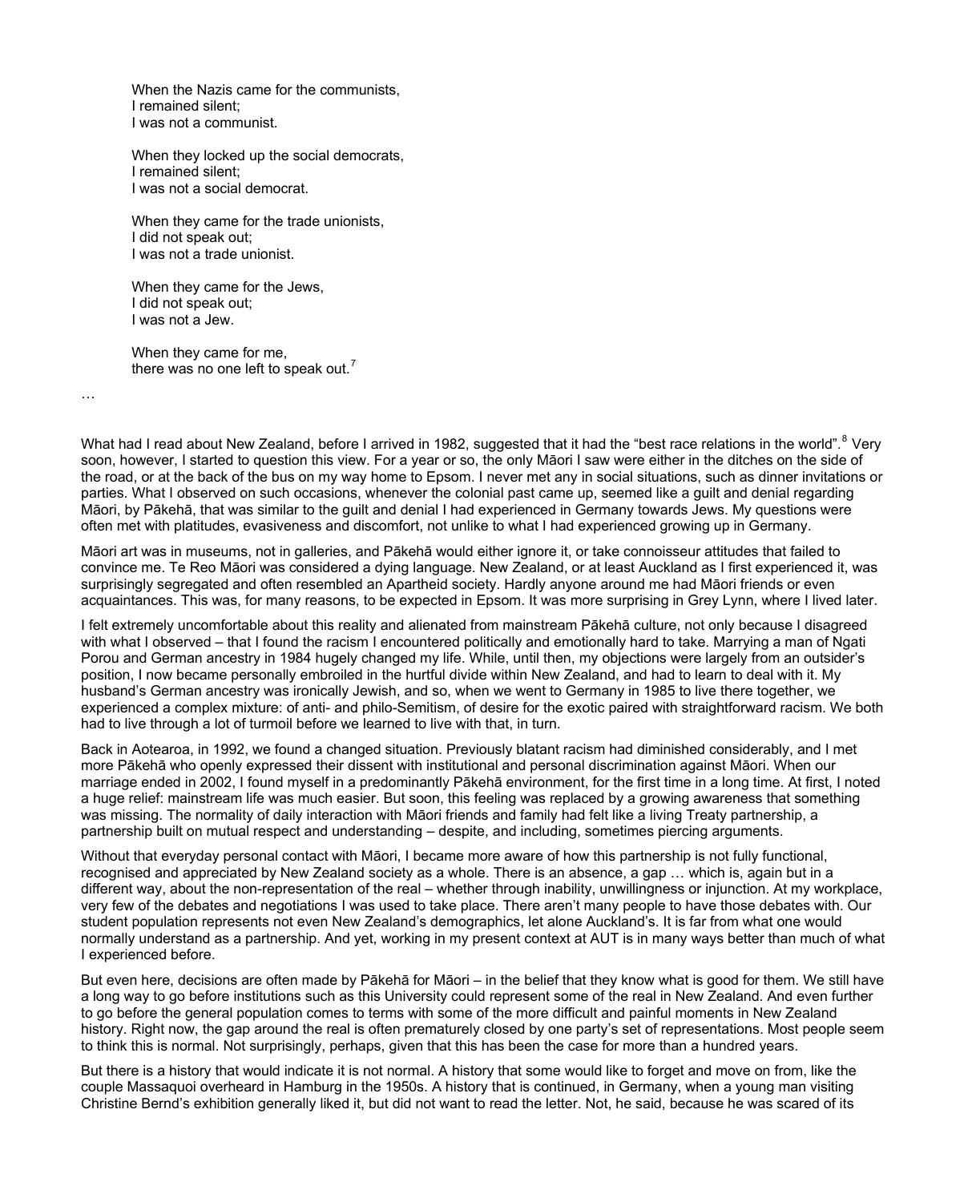> When the Nazis came for the communists,
> I remained silent;
> I was not a communist.
>
> When they locked up the social democrats,
> I remained silent;
> I was not a social democrat.
>
> When they came for the trade unionists,
> I did not speak out;
> I was not a trade unionist.
>
> When they came for the Jews,
> I did not speak out;
> I was not a Jew.
>
> When they came for me,
> there was no one left to speak out.[7]

…

What had I read about New Zealand, before I arrived in 1982, suggested that it had the "best race relations in the world".[8] Very soon, however, I started to question this view. For a year or so, the only Māori I saw were either in the ditches on the side of the road, or at the back of the bus on my way home to Epsom. I never met any in social situations, such as dinner invitations or parties. What I observed on such occasions, whenever the colonial past came up, seemed like a guilt and denial regarding Māori, by Pākehā, that was similar to the guilt and denial I had experienced in Germany towards Jews. My questions were often met with platitudes, evasiveness and discomfort, not unlike to what I had experienced growing up in Germany.

Māori art was in museums, not in galleries, and Pākehā would either ignore it, or take connoisseur attitudes that failed to convince me. Te Reo Māori was considered a dying language. New Zealand, or at least Auckland as I first experienced it, was surprisingly segregated and often resembled an Apartheid society. Hardly anyone around me had Māori friends or even acquaintances. This was, for many reasons, to be expected in Epsom. It was more surprising in Grey Lynn, where I lived later.

I felt extremely uncomfortable about this reality and alienated from mainstream Pākehā culture, not only because I disagreed with what I observed – that I found the racism I encountered politically and emotionally hard to take. Marrying a man of Ngati Porou and German ancestry in 1984 hugely changed my life. While, until then, my objections were largely from an outsider's position, I now became personally embroiled in the hurtful divide within New Zealand, and had to learn to deal with it. My husband's German ancestry was ironically Jewish, and so, when we went to Germany in 1985 to live there together, we experienced a complex mixture: of anti- and philo-Semitism, of desire for the exotic paired with straightforward racism. We both had to live through a lot of turmoil before we learned to live with that, in turn.

Back in Aotearoa, in 1992, we found a changed situation. Previously blatant racism had diminished considerably, and I met more Pākehā who openly expressed their dissent with institutional and personal discrimination against Māori. When our marriage ended in 2002, I found myself in a predominantly Pākehā environment, for the first time in a long time. At first, I noted a huge relief: mainstream life was much easier. But soon, this feeling was replaced by a growing awareness that something was missing. The normality of daily interaction with Māori friends and family had felt like a living Treaty partnership, a partnership built on mutual respect and understanding – despite, and including, sometimes piercing arguments.

Without that everyday personal contact with Māori, I became more aware of how this partnership is not fully functional, recognised and appreciated by New Zealand society as a whole. There is an absence, a gap … which is, again but in a different way, about the non-representation of the real – whether through inability, unwillingness or injunction. At my workplace, very few of the debates and negotiations I was used to take place. There aren't many people to have those debates with. Our student population represents not even New Zealand's demographics, let alone Auckland's. It is far from what one would normally understand as a partnership. And yet, working in my present context at AUT is in many ways better than much of what I experienced before.

But even here, decisions are often made by Pākehā for Māori – in the belief that they know what is good for them. We still have a long way to go before institutions such as this University could represent some of the real in New Zealand. And even further to go before the general population comes to terms with some of the more difficult and painful moments in New Zealand history. Right now, the gap around the real is often prematurely closed by one party's set of representations. Most people seem to think this is normal. Not surprisingly, perhaps, given that this has been the case for more than a hundred years.

But there is a history that would indicate it is not normal. A history that some would like to forget and move on from, like the couple Massaquoi overheard in Hamburg in the 1950s. A history that is continued, in Germany, when a young man visiting Christine Bernd's exhibition generally liked it, but did not want to read the letter. Not, he said, because he was scared of its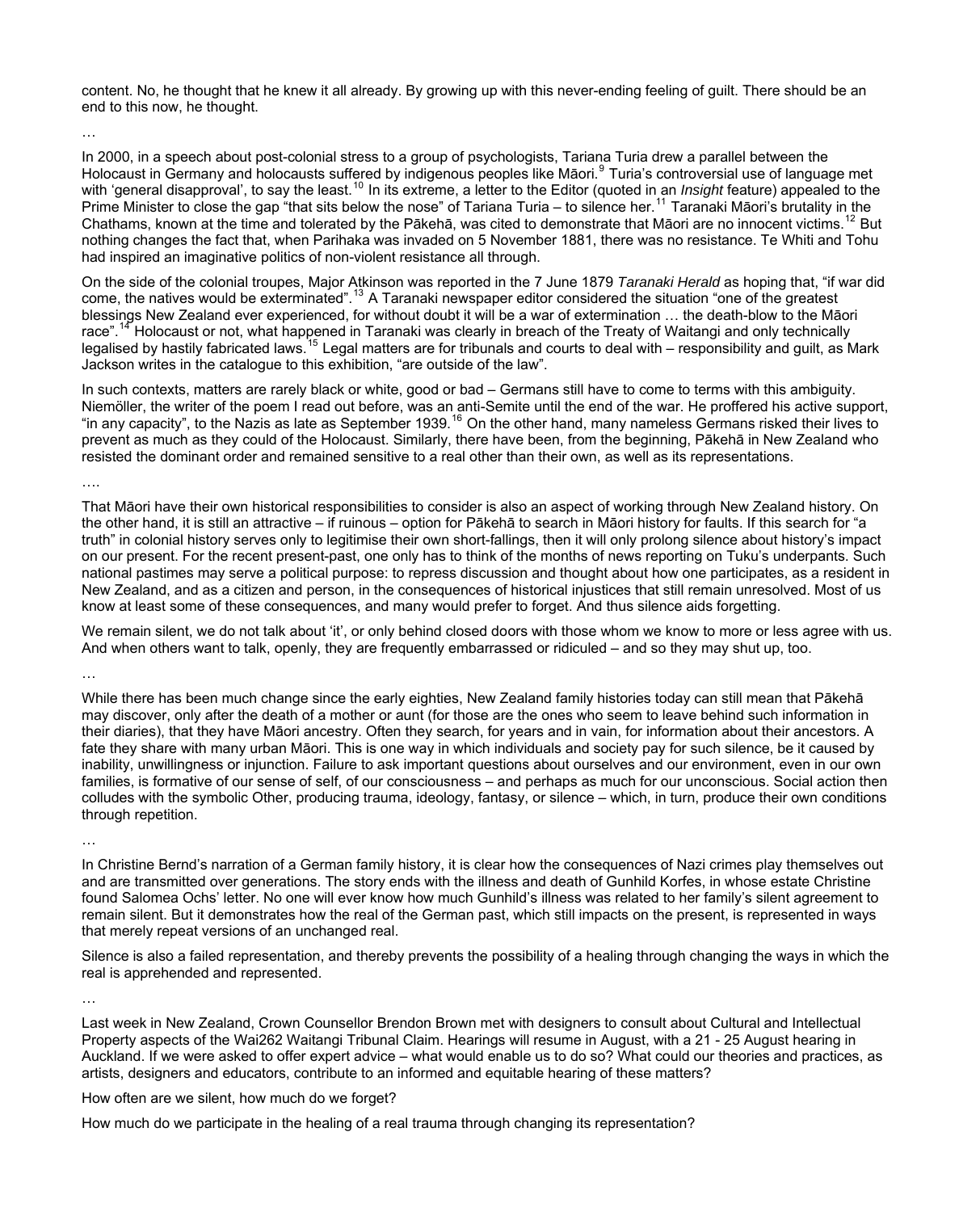content. No, he thought that he knew it all already. By growing up with this never-ending feeling of guilt. There should be an end to this now, he thought.

…

In 2000, in a speech about post-colonial stress to a group of psychologists, Tariana Turia drew a parallel between the Holocaust in Germany and holocausts suffered by indigenous peoples like Māori.[9] Turia's controversial use of language met with 'general disapproval', to say the least.[10] In its extreme, a letter to the Editor (quoted in an *Insight* feature) appealed to the Prime Minister to close the gap "that sits below the nose" of Tariana Turia – to silence her.[11] Taranaki Māori's brutality in the Chathams, known at the time and tolerated by the Pākehā, was cited to demonstrate that Māori are no innocent victims.[12] But nothing changes the fact that, when Parihaka was invaded on 5 November 1881, there was no resistance. Te Whiti and Tohu had inspired an imaginative politics of non-violent resistance all through.

On the side of the colonial troupes, Major Atkinson was reported in the 7 June 1879 *Taranaki Herald* as hoping that, "if war did come, the natives would be exterminated".[13] A Taranaki newspaper editor considered the situation "one of the greatest blessings New Zealand ever experienced, for without doubt it will be a war of extermination … the death-blow to the Māori race".[14] Holocaust or not, what happened in Taranaki was clearly in breach of the Treaty of Waitangi and only technically legalised by hastily fabricated laws.[15] Legal matters are for tribunals and courts to deal with – responsibility and guilt, as Mark Jackson writes in the catalogue to this exhibition, "are outside of the law".

In such contexts, matters are rarely black or white, good or bad – Germans still have to come to terms with this ambiguity. Niemöller, the writer of the poem I read out before, was an anti-Semite until the end of the war. He proffered his active support, "in any capacity", to the Nazis as late as September 1939.[16] On the other hand, many nameless Germans risked their lives to prevent as much as they could of the Holocaust. Similarly, there have been, from the beginning, Pākehā in New Zealand who resisted the dominant order and remained sensitive to a real other than their own, as well as its representations.

….

That Māori have their own historical responsibilities to consider is also an aspect of working through New Zealand history. On the other hand, it is still an attractive – if ruinous – option for Pākehā to search in Māori history for faults. If this search for "a truth" in colonial history serves only to legitimise their own short-fallings, then it will only prolong silence about history's impact on our present. For the recent present-past, one only has to think of the months of news reporting on Tuku's underpants. Such national pastimes may serve a political purpose: to repress discussion and thought about how one participates, as a resident in New Zealand, and as a citizen and person, in the consequences of historical injustices that still remain unresolved. Most of us know at least some of these consequences, and many would prefer to forget. And thus silence aids forgetting.

We remain silent, we do not talk about 'it', or only behind closed doors with those whom we know to more or less agree with us. And when others want to talk, openly, they are frequently embarrassed or ridiculed – and so they may shut up, too.

…

While there has been much change since the early eighties, New Zealand family histories today can still mean that Pākehā may discover, only after the death of a mother or aunt (for those are the ones who seem to leave behind such information in their diaries), that they have Māori ancestry. Often they search, for years and in vain, for information about their ancestors. A fate they share with many urban Māori. This is one way in which individuals and society pay for such silence, be it caused by inability, unwillingness or injunction. Failure to ask important questions about ourselves and our environment, even in our own families, is formative of our sense of self, of our consciousness – and perhaps as much for our unconscious. Social action then colludes with the symbolic Other, producing trauma, ideology, fantasy, or silence – which, in turn, produce their own conditions through repetition.

…

In Christine Bernd's narration of a German family history, it is clear how the consequences of Nazi crimes play themselves out and are transmitted over generations. The story ends with the illness and death of Gunhild Korfes, in whose estate Christine found Salomea Ochs' letter. No one will ever know how much Gunhild's illness was related to her family's silent agreement to remain silent. But it demonstrates how the real of the German past, which still impacts on the present, is represented in ways that merely repeat versions of an unchanged real.

Silence is also a failed representation, and thereby prevents the possibility of a healing through changing the ways in which the real is apprehended and represented.

…

Last week in New Zealand, Crown Counsellor Brendon Brown met with designers to consult about Cultural and Intellectual Property aspects of the Wai262 Waitangi Tribunal Claim. Hearings will resume in August, with a 21 - 25 August hearing in Auckland. If we were asked to offer expert advice – what would enable us to do so? What could our theories and practices, as artists, designers and educators, contribute to an informed and equitable hearing of these matters?

How often are we silent, how much do we forget?

How much do we participate in the healing of a real trauma through changing its representation?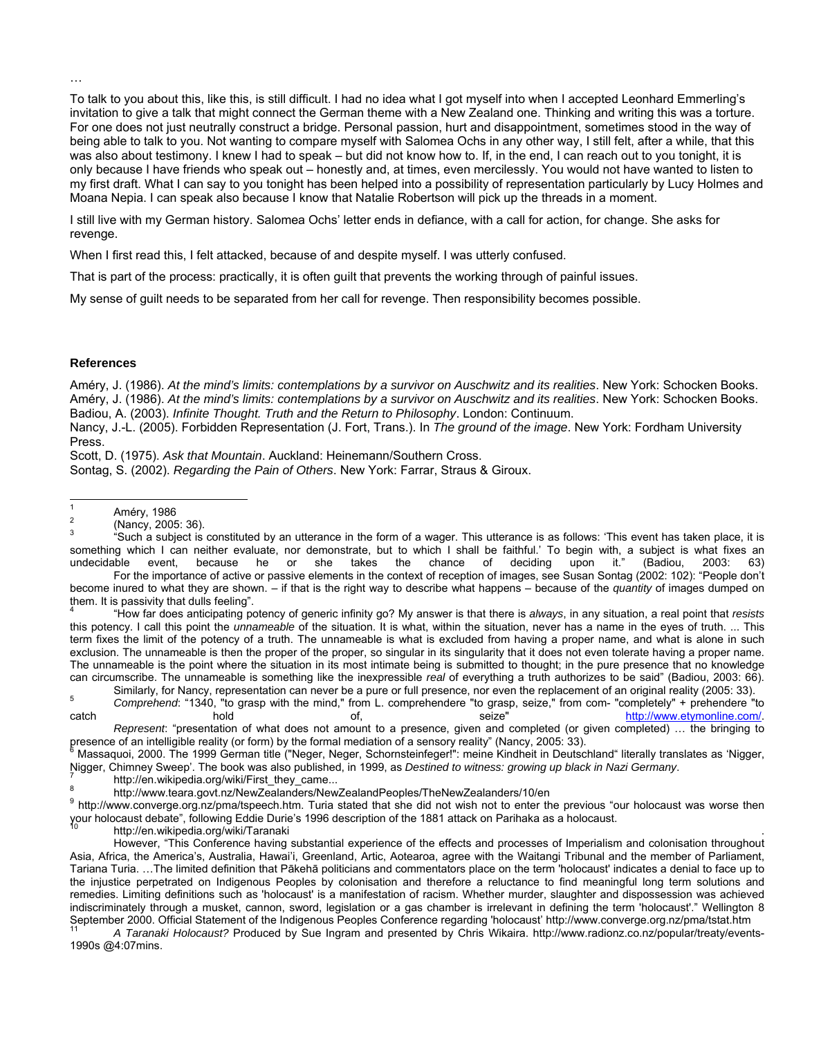…

To talk to you about this, like this, is still difficult. I had no idea what I got myself into when I accepted Leonhard Emmerling's invitation to give a talk that might connect the German theme with a New Zealand one. Thinking and writing this was a torture. For one does not just neutrally construct a bridge. Personal passion, hurt and disappointment, sometimes stood in the way of being able to talk to you. Not wanting to compare myself with Salomea Ochs in any other way, I still felt, after a while, that this was also about testimony. I knew I had to speak – but did not know how to. If, in the end, I can reach out to you tonight, it is only because I have friends who speak out – honestly and, at times, even mercilessly. You would not have wanted to listen to my first draft. What I can say to you tonight has been helped into a possibility of representation particularly by Lucy Holmes and Moana Nepia. I can speak also because I know that Natalie Robertson will pick up the threads in a moment.

I still live with my German history. Salomea Ochs' letter ends in defiance, with a call for action, for change. She asks for revenge.

When I first read this, I felt attacked, because of and despite myself. I was utterly confused.

That is part of the process: practically, it is often guilt that prevents the working through of painful issues.

My sense of guilt needs to be separated from her call for revenge. Then responsibility becomes possible.

**References**

Améry, J. (1986). *At the mind's limits: contemplations by a survivor on Auschwitz and its realities*. New York: Schocken Books.
Améry, J. (1986). *At the mind's limits: contemplations by a survivor on Auschwitz and its realities*. New York: Schocken Books.
Badiou, A. (2003). *Infinite Thought. Truth and the Return to Philosophy*. London: Continuum.
Nancy, J.-L. (2005). Forbidden Representation (J. Fort, Trans.). In *The ground of the image*. New York: Fordham University Press.
Scott, D. (1975). *Ask that Mountain*. Auckland: Heinemann/Southern Cross.
Sontag, S. (2002). *Regarding the Pain of Others*. New York: Farrar, Straus & Giroux.

---

[1] Améry, 1986

[2] (Nancy, 2005: 36).

[3] "Such a subject is constituted by an utterance in the form of a wager. This utterance is as follows: 'This event has taken place, it is something which I can neither evaluate, nor demonstrate, but to which I shall be faithful.' To begin with, a subject is what fixes an undecidable event, because he or she takes the chance of deciding upon it." (Badiou, 2003: 63)
For the importance of active or passive elements in the context of reception of images, see Susan Sontag (2002: 102): "People don't become inured to what they are shown. – if that is the right way to describe what happens – because of the *quantity* of images dumped on them. It is passivity that dulls feeling".

[4] "How far does anticipating potency of generic infinity go? My answer is that there is *always*, in any situation, a real point that *resists* this potency. I call this point the *unnameable* of the situation. It is what, within the situation, never has a name in the eyes of truth. ... This term fixes the limit of the potency of a truth. The unnameable is what is excluded from having a proper name, and what is alone in such exclusion. The unnameable is then the proper of the proper, so singular in its singularity that it does not even tolerate having a proper name. The unnameable is the point where the situation in its most intimate being is submitted to thought; in the pure presence that no knowledge can circumscribe. The unnameable is something like the inexpressible *real* of everything a truth authorizes to be said" (Badiou, 2003: 66).
Similarly, for Nancy, representation can never be a pure or full presence, nor even the replacement of an original reality (2005: 33).

[5] *Comprehend*: "1340, "to grasp with the mind," from L. comprehendere "to grasp, seize," from com- "completely" + prehendere "to catch hold of, seize" http://www.etymonline.com/.
*Represent*: "presentation of what does not amount to a presence, given and completed (or given completed) … the bringing to presence of an intelligible reality (or form) by the formal mediation of a sensory reality" (Nancy, 2005: 33).

[6] Massaquoi, 2000. The 1999 German title ("Neger, Neger, Schornsteinfeger!": meine Kindheit in Deutschland" literally translates as 'Nigger, Nigger, Chimney Sweep'. The book was also published, in 1999, as *Destined to witness: growing up black in Nazi Germany*.

[7] http://en.wikipedia.org/wiki/First_they_came...

[8] http://www.teara.govt.nz/NewZealanders/NewZealandPeoples/TheNewZealanders/10/en

[9] http://www.converge.org.nz/pma/tspeech.htm. Turia stated that she did not wish not to enter the previous "our holocaust was worse then your holocaust debate", following Eddie Durie's 1996 description of the 1881 attack on Parihaka as a holocaust.

[10] http://en.wikipedia.org/wiki/Taranaki
However, "This Conference having substantial experience of the effects and processes of Imperialism and colonisation throughout Asia, Africa, the America's, Australia, Hawai'i, Greenland, Artic, Aotearoa, agree with the Waitangi Tribunal and the member of Parliament, Tariana Turia. …The limited definition that Pākehā politicians and commentators place on the term 'holocaust' indicates a denial to face up to the injustice perpetrated on Indigenous Peoples by colonisation and therefore a reluctance to find meaningful long term solutions and remedies. Limiting definitions such as 'holocaust' is a manifestation of racism. Whether murder, slaughter and dispossession was achieved indiscriminately through a musket, cannon, sword, legislation or a gas chamber is irrelevant in defining the term 'holocaust'." Wellington 8 September 2000. Official Statement of the Indigenous Peoples Conference regarding 'holocaust' http://www.converge.org.nz/pma/tstat.htm

[11] *A Taranaki Holocaust?* Produced by Sue Ingram and presented by Chris Wikaira. http://www.radionz.co.nz/popular/treaty/events-1990s @4:07mins.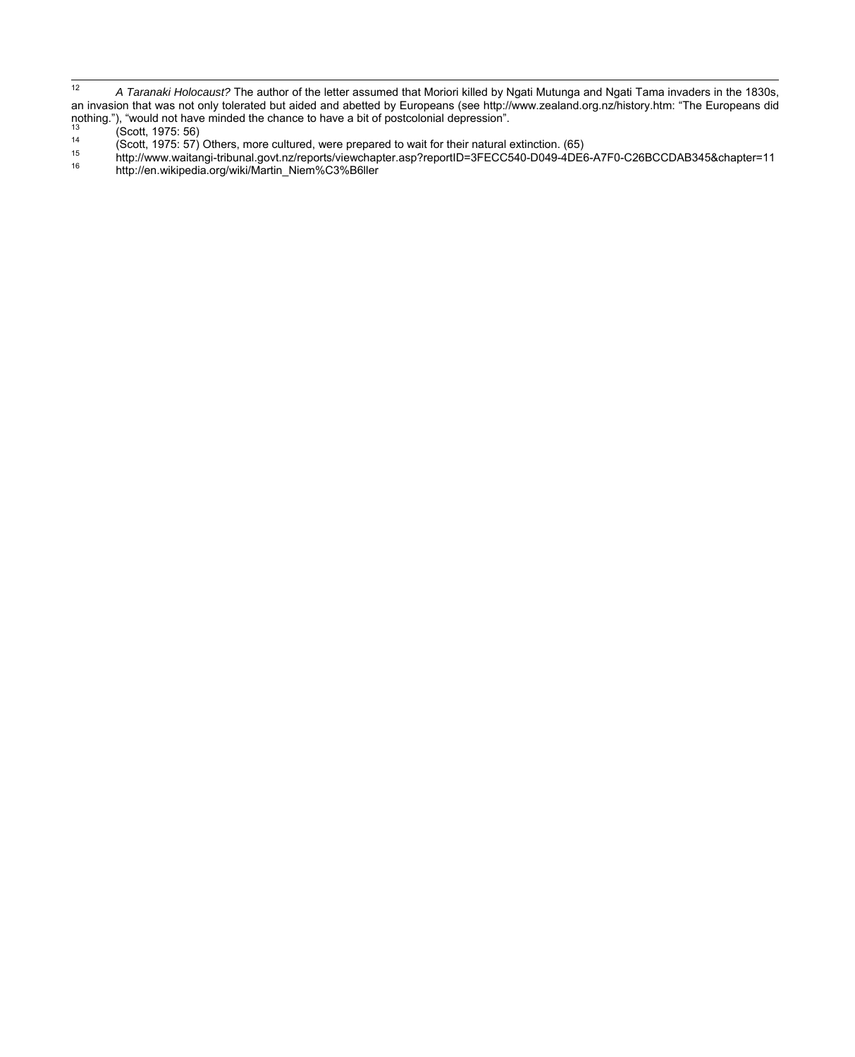[12] *A Taranaki Holocaust?* The author of the letter assumed that Moriori killed by Ngati Mutunga and Ngati Tama invaders in the 1830s, an invasion that was not only tolerated but aided and abetted by Europeans (see http://www.zealand.org.nz/history.htm: "The Europeans did nothing."), "would not have minded the chance to have a bit of postcolonial depression".

[13] (Scott, 1975: 56)

[14] (Scott, 1975: 57) Others, more cultured, were prepared to wait for their natural extinction. (65)

[15] http://www.waitangi-tribunal.govt.nz/reports/viewchapter.asp?reportID=3FECC540-D049-4DE6-A7F0-C26BCCDAB345&chapter=11

[16] http://en.wikipedia.org/wiki/Martin_Niem%C3%B6ller